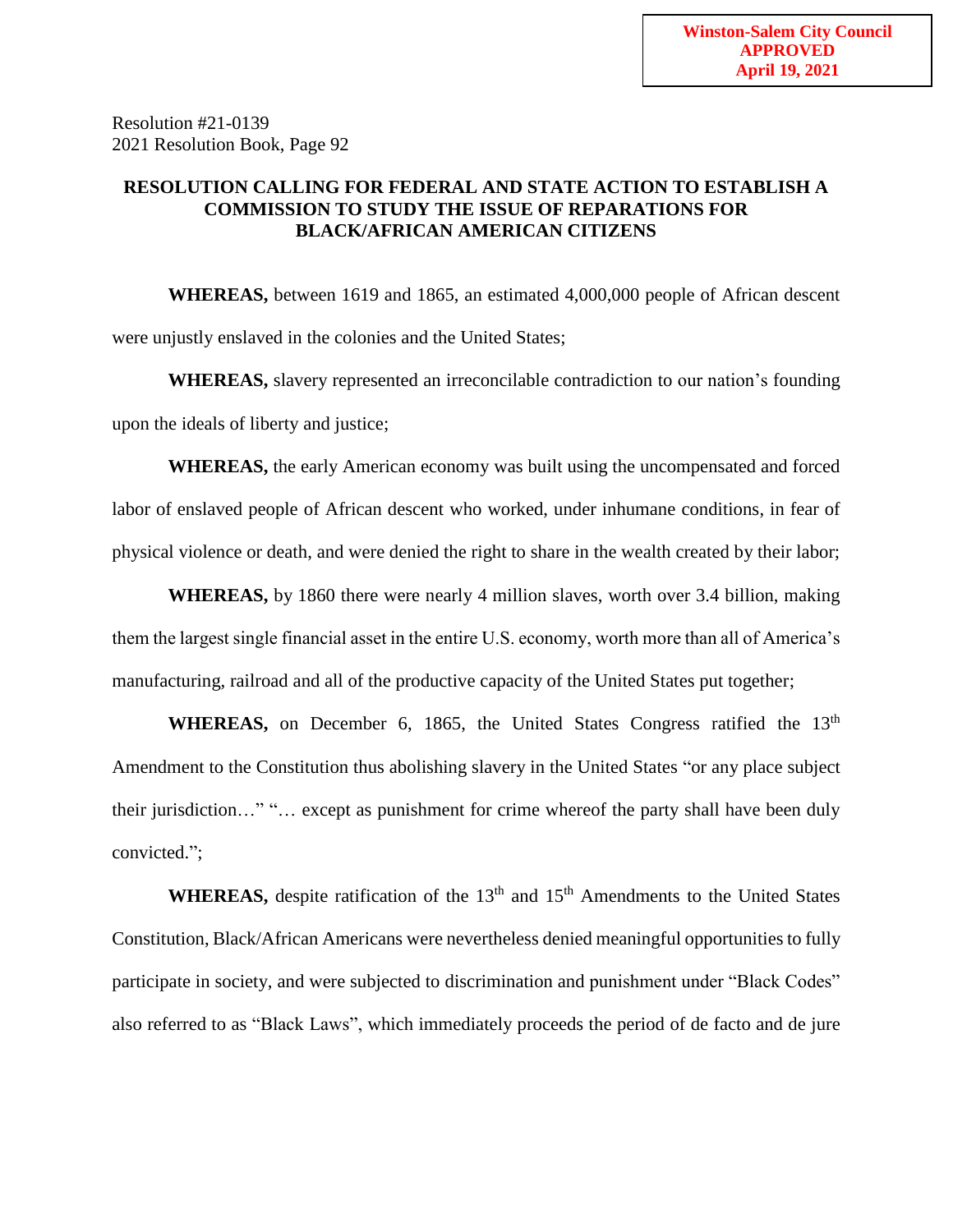**Winston-Salem City Council**
**APPROVED**
**April 19, 2021**

Resolution #21-0139
2021 Resolution Book, Page 92

**RESOLUTION CALLING FOR FEDERAL AND STATE ACTION TO ESTABLISH A COMMISSION TO STUDY THE ISSUE OF REPARATIONS FOR BLACK/AFRICAN AMERICAN CITIZENS**

**WHEREAS,** between 1619 and 1865, an estimated 4,000,000 people of African descent were unjustly enslaved in the colonies and the United States;

**WHEREAS,** slavery represented an irreconcilable contradiction to our nation's founding upon the ideals of liberty and justice;

**WHEREAS,** the early American economy was built using the uncompensated and forced labor of enslaved people of African descent who worked, under inhumane conditions, in fear of physical violence or death, and were denied the right to share in the wealth created by their labor;

**WHEREAS,** by 1860 there were nearly 4 million slaves, worth over 3.4 billion, making them the largest single financial asset in the entire U.S. economy, worth more than all of America's manufacturing, railroad and all of the productive capacity of the United States put together;

**WHEREAS,** on December 6, 1865, the United States Congress ratified the 13th Amendment to the Constitution thus abolishing slavery in the United States "or any place subject their jurisdiction…" "… except as punishment for crime whereof the party shall have been duly convicted.";

**WHEREAS,** despite ratification of the 13th and 15th Amendments to the United States Constitution, Black/African Americans were nevertheless denied meaningful opportunities to fully participate in society, and were subjected to discrimination and punishment under "Black Codes" also referred to as "Black Laws", which immediately proceeds the period of de facto and de jure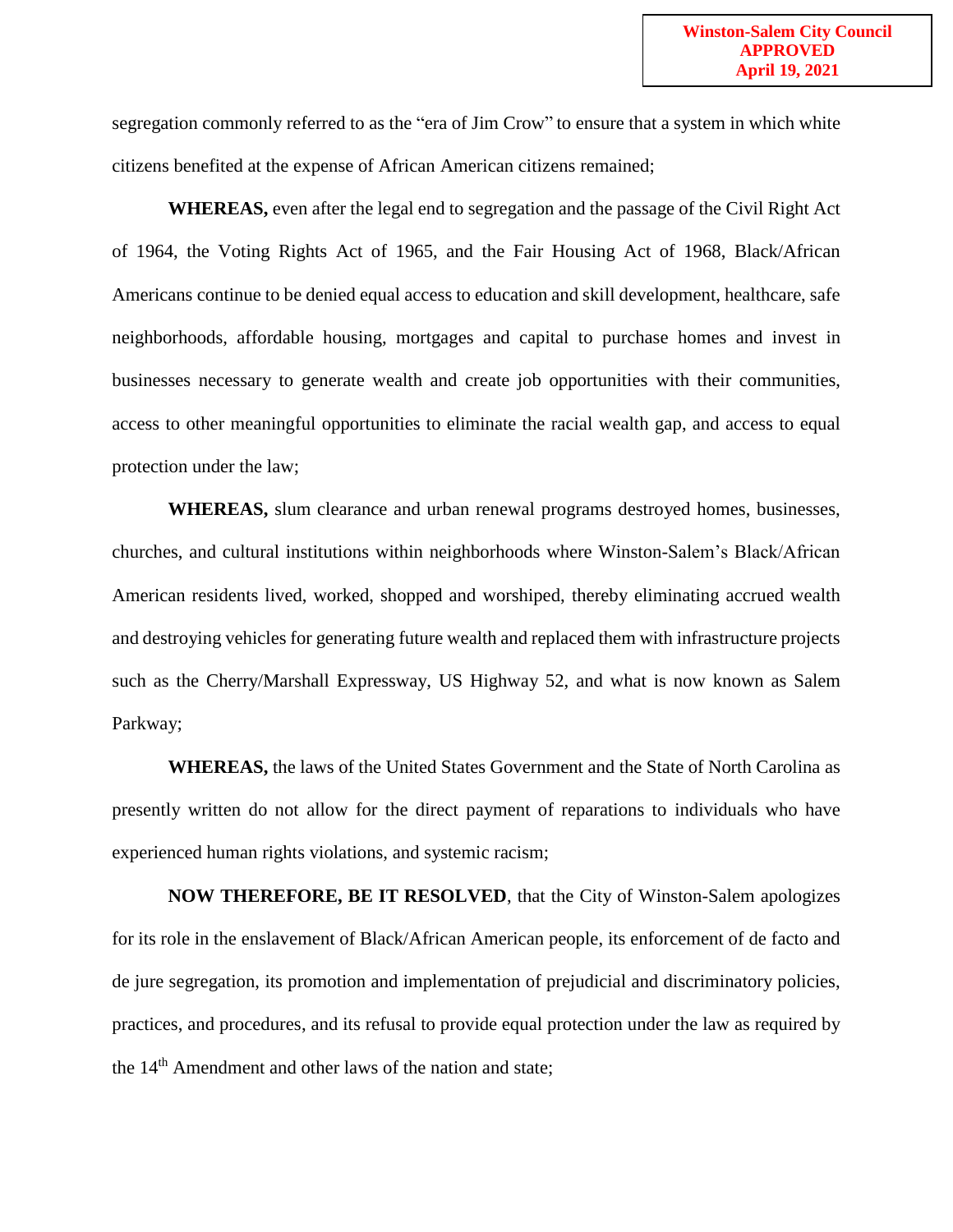segregation commonly referred to as the "era of Jim Crow" to ensure that a system in which white citizens benefited at the expense of African American citizens remained;

**WHEREAS,** even after the legal end to segregation and the passage of the Civil Right Act of 1964, the Voting Rights Act of 1965, and the Fair Housing Act of 1968, Black/African Americans continue to be denied equal access to education and skill development, healthcare, safe neighborhoods, affordable housing, mortgages and capital to purchase homes and invest in businesses necessary to generate wealth and create job opportunities with their communities, access to other meaningful opportunities to eliminate the racial wealth gap, and access to equal protection under the law;

**WHEREAS,** slum clearance and urban renewal programs destroyed homes, businesses, churches, and cultural institutions within neighborhoods where Winston-Salem's Black/African American residents lived, worked, shopped and worshiped, thereby eliminating accrued wealth and destroying vehicles for generating future wealth and replaced them with infrastructure projects such as the Cherry/Marshall Expressway, US Highway 52, and what is now known as Salem Parkway;

**WHEREAS,** the laws of the United States Government and the State of North Carolina as presently written do not allow for the direct payment of reparations to individuals who have experienced human rights violations, and systemic racism;

**NOW THEREFORE, BE IT RESOLVED**, that the City of Winston-Salem apologizes for its role in the enslavement of Black/African American people, its enforcement of de facto and de jure segregation, its promotion and implementation of prejudicial and discriminatory policies, practices, and procedures, and its refusal to provide equal protection under the law as required by the 14th Amendment and other laws of the nation and state;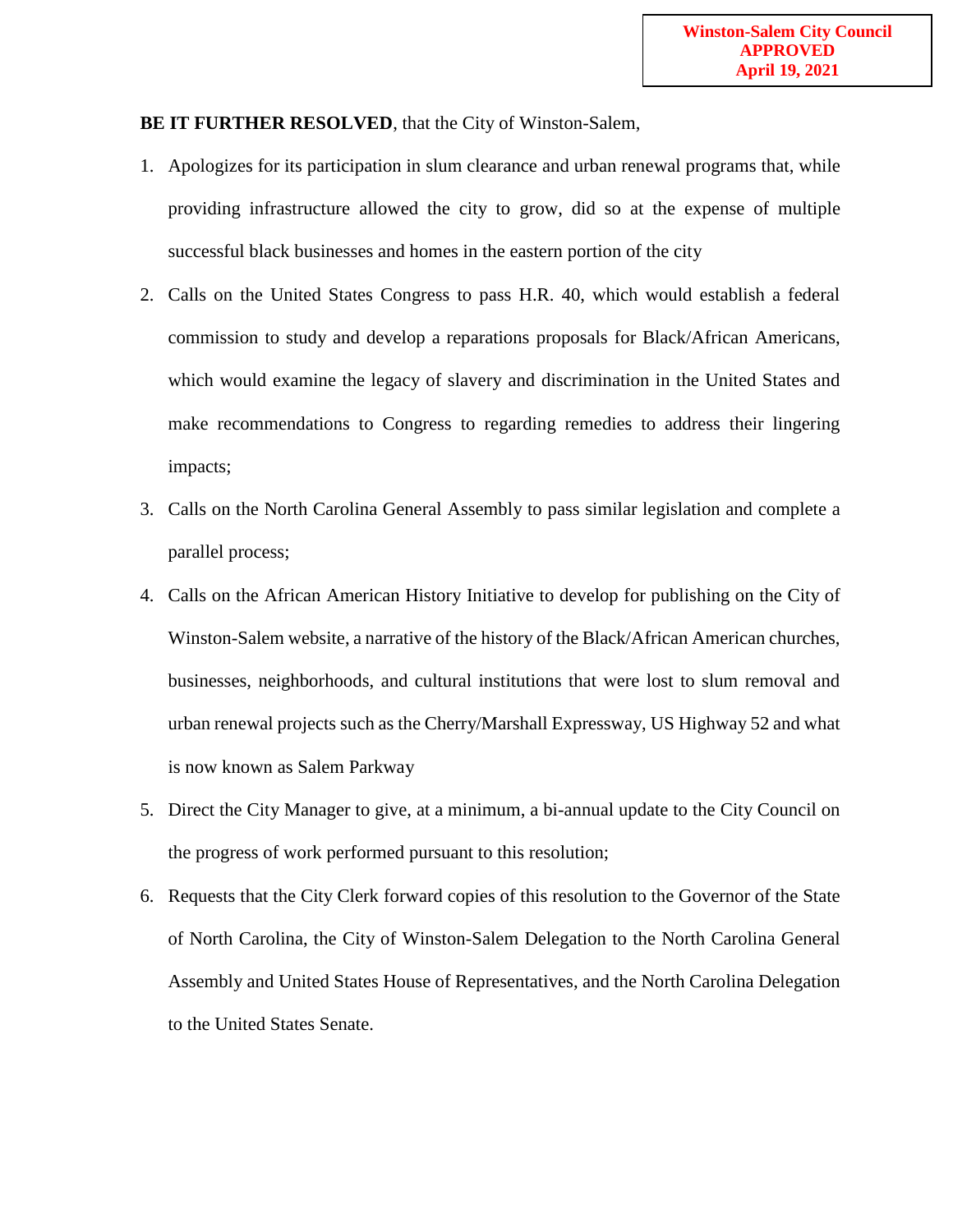**Winston-Salem City Council**
**APPROVED**
**April 19, 2021**

**BE IT FURTHER RESOLVED**, that the City of Winston-Salem,

1. Apologizes for its participation in slum clearance and urban renewal programs that, while providing infrastructure allowed the city to grow, did so at the expense of multiple successful black businesses and homes in the eastern portion of the city
2. Calls on the United States Congress to pass H.R. 40, which would establish a federal commission to study and develop a reparations proposals for Black/African Americans, which would examine the legacy of slavery and discrimination in the United States and make recommendations to Congress to regarding remedies to address their lingering impacts;
3. Calls on the North Carolina General Assembly to pass similar legislation and complete a parallel process;
4. Calls on the African American History Initiative to develop for publishing on the City of Winston-Salem website, a narrative of the history of the Black/African American churches, businesses, neighborhoods, and cultural institutions that were lost to slum removal and urban renewal projects such as the Cherry/Marshall Expressway, US Highway 52 and what is now known as Salem Parkway
5. Direct the City Manager to give, at a minimum, a bi-annual update to the City Council on the progress of work performed pursuant to this resolution;
6. Requests that the City Clerk forward copies of this resolution to the Governor of the State of North Carolina, the City of Winston-Salem Delegation to the North Carolina General Assembly and United States House of Representatives, and the North Carolina Delegation to the United States Senate.